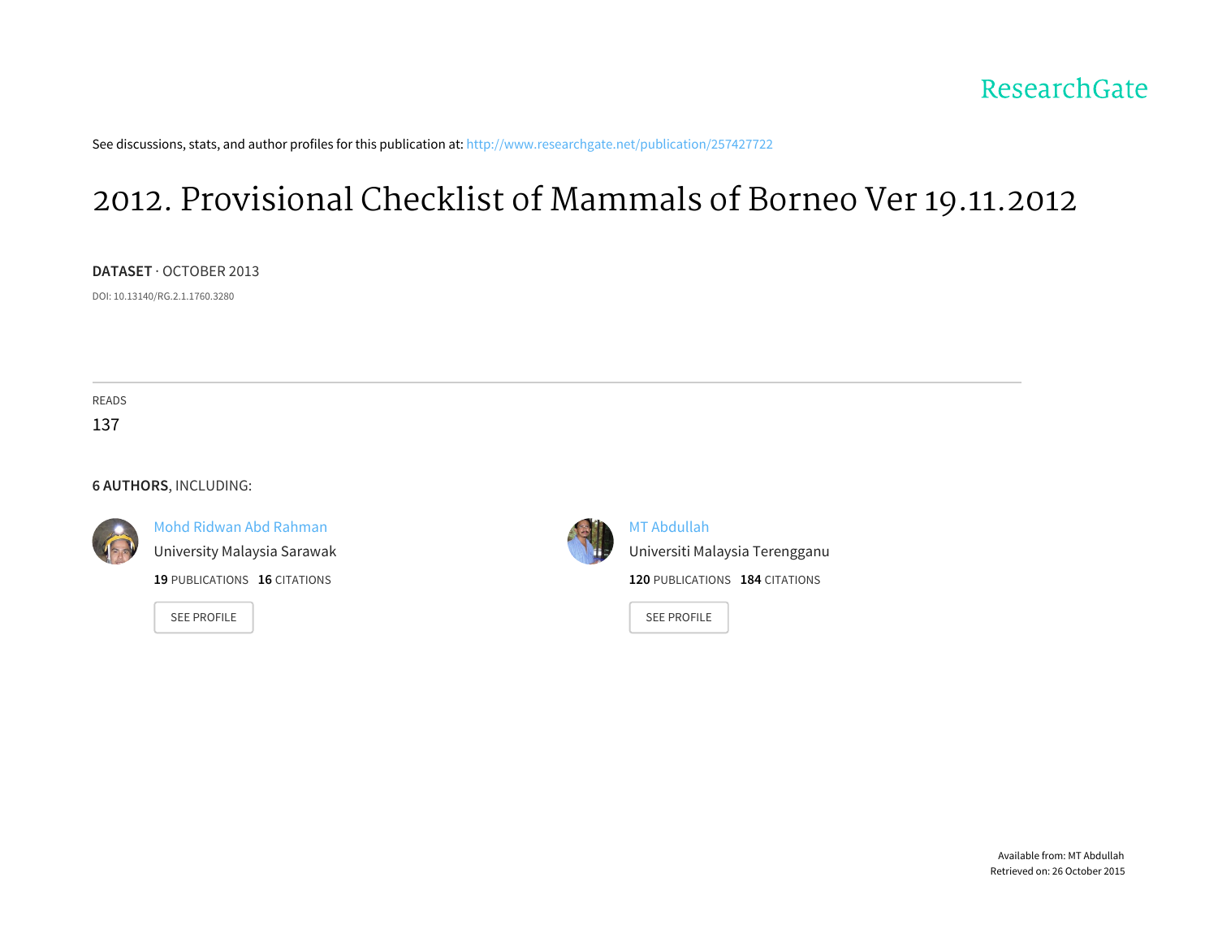ResearchGate

See discussions, stats, and author profiles for this publication at: http://www.researchgate.net/publication/257427722

# 2012. Provisional Checklist of Mammals of Borneo Ver 19.11.2012

**DATASET** · OCTOBER 2013

DOI: 10.13140/RG.2.1.1760.3280

READS

137

**6 AUTHORS**, INCLUDING:

Mohd Ridwan Abd Rahman
University Malaysia Sarawak
**19** PUBLICATIONS **16** CITATIONS

SEE PROFILE

MT Abdullah
Universiti Malaysia Terengganu
**120** PUBLICATIONS **184** CITATIONS

SEE PROFILE

Available from: MT Abdullah
Retrieved on: 26 October 2015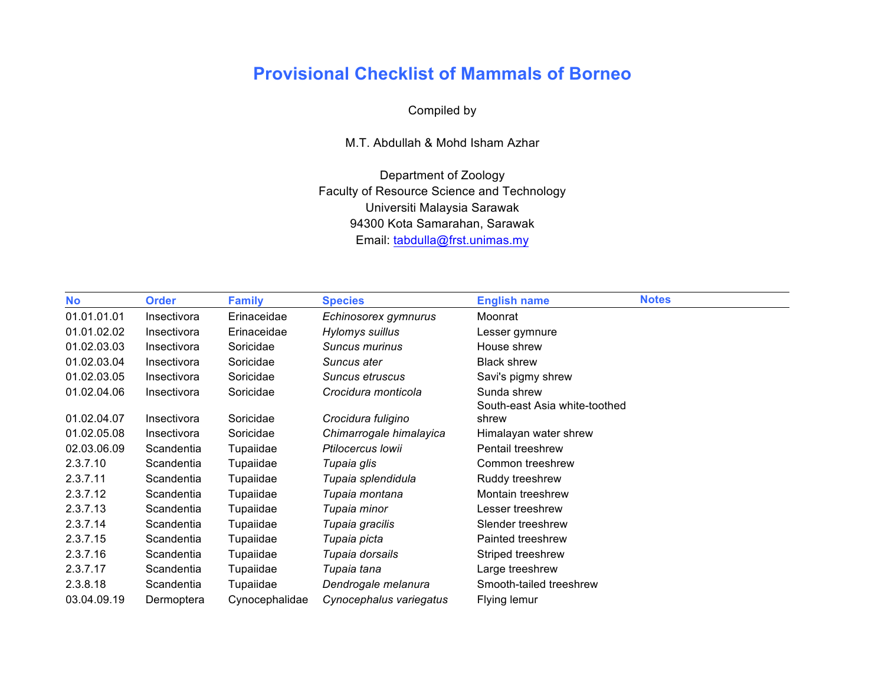# Provisional Checklist of Mammals of Borneo

Compiled by

M.T. Abdullah & Mohd Isham Azhar

Department of Zoology
Faculty of Resource Science and Technology
Universiti Malaysia Sarawak
94300 Kota Samarahan, Sarawak
Email: tabdulla@frst.unimas.my

| No | Order | Family | Species | English name | Notes |
|---|---|---|---|---|---|
| 01.01.01.01 | Insectivora | Erinaceidae | *Echinosorex gymnurus* | Moonrat | |
| 01.01.02.02 | Insectivora | Erinaceidae | *Hylomys suillus* | Lesser gymnure | |
| 01.02.03.03 | Insectivora | Soricidae | *Suncus murinus* | House shrew | |
| 01.02.03.04 | Insectivora | Soricidae | *Suncus ater* | Black shrew | |
| 01.02.03.05 | Insectivora | Soricidae | *Suncus etruscus* | Savi's pigmy shrew | |
| 01.02.04.06 | Insectivora | Soricidae | *Crocidura monticola* | Sunda shrew | |
| 01.02.04.07 | Insectivora | Soricidae | *Crocidura fuligino* | South-east Asia white-toothed shrew | |
| 01.02.05.08 | Insectivora | Soricidae | *Chimarrogale himalayica* | Himalayan water shrew | |
| 02.03.06.09 | Scandentia | Tupaiidae | *Ptilocercus lowii* | Pentail treeshrew | |
| 2.3.7.10 | Scandentia | Tupaiidae | *Tupaia glis* | Common treeshrew | |
| 2.3.7.11 | Scandentia | Tupaiidae | *Tupaia splendidula* | Ruddy treeshrew | |
| 2.3.7.12 | Scandentia | Tupaiidae | *Tupaia montana* | Montain treeshrew | |
| 2.3.7.13 | Scandentia | Tupaiidae | *Tupaia minor* | Lesser treeshrew | |
| 2.3.7.14 | Scandentia | Tupaiidae | *Tupaia gracilis* | Slender treeshrew | |
| 2.3.7.15 | Scandentia | Tupaiidae | *Tupaia picta* | Painted treeshrew | |
| 2.3.7.16 | Scandentia | Tupaiidae | *Tupaia dorsails* | Striped treeshrew | |
| 2.3.7.17 | Scandentia | Tupaiidae | *Tupaia tana* | Large treeshrew | |
| 2.3.8.18 | Scandentia | Tupaiidae | *Dendrogale melanura* | Smooth-tailed treeshrew | |
| 03.04.09.19 | Dermoptera | Cynocephalidae | *Cynocephalus variegatus* | Flying lemur | |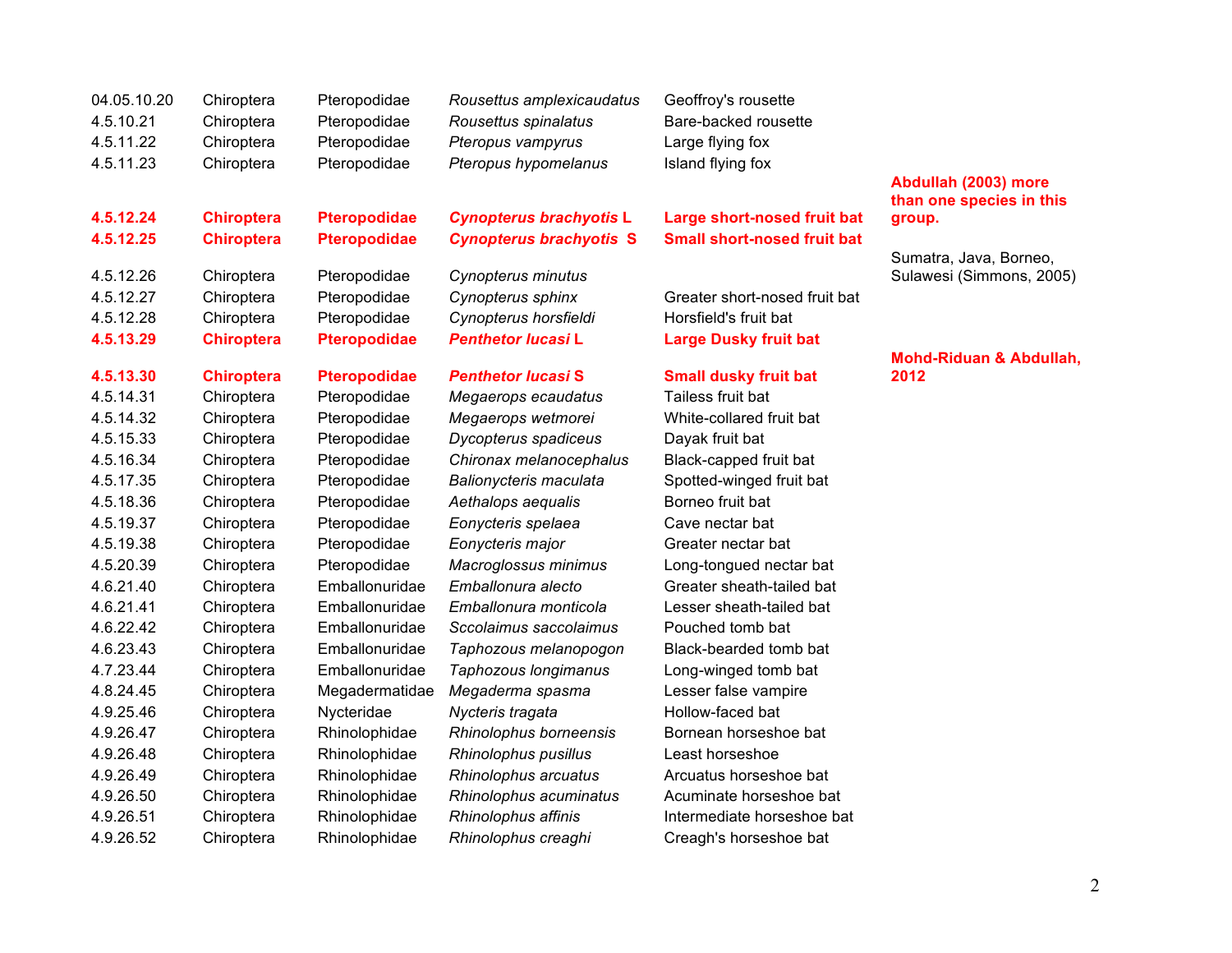| | | | | | |
|---|---|---|---|---|---|
| 04.05.10.20 | Chiroptera | Pteropodidae | *Rousettus amplexicaudatus* | Geoffroy's rousette | |
| 4.5.10.21 | Chiroptera | Pteropodidae | *Rousettus spinalatus* | Bare-backed rousette | |
| 4.5.11.22 | Chiroptera | Pteropodidae | *Pteropus vampyrus* | Large flying fox | |
| 4.5.11.23 | Chiroptera | Pteropodidae | *Pteropus hypomelanus* | Island flying fox | |
| **4.5.12.24** | **Chiroptera** | **Pteropodidae** | ***Cynopterus brachyotis* L** | **Large short-nosed fruit bat** | **Abdullah (2003) more than one species in this group.** |
| **4.5.12.25** | **Chiroptera** | **Pteropodidae** | ***Cynopterus brachyotis* S** | **Small short-nosed fruit bat** | |
| 4.5.12.26 | Chiroptera | Pteropodidae | *Cynopterus minutus* | | Sumatra, Java, Borneo, Sulawesi (Simmons, 2005) |
| 4.5.12.27 | Chiroptera | Pteropodidae | *Cynopterus sphinx* | Greater short-nosed fruit bat | |
| 4.5.12.28 | Chiroptera | Pteropodidae | *Cynopterus horsfieldi* | Horsfield's fruit bat | |
| **4.5.13.29** | **Chiroptera** | **Pteropodidae** | ***Penthetor lucasi* L** | **Large Dusky fruit bat** | |
| **4.5.13.30** | **Chiroptera** | **Pteropodidae** | ***Penthetor lucasi* S** | **Small dusky fruit bat** | **Mohd-Riduan & Abdullah, 2012** |
| 4.5.14.31 | Chiroptera | Pteropodidae | *Megaerops ecaudatus* | Tailess fruit bat | |
| 4.5.14.32 | Chiroptera | Pteropodidae | *Megaerops wetmorei* | White-collared fruit bat | |
| 4.5.15.33 | Chiroptera | Pteropodidae | *Dycopterus spadiceus* | Dayak fruit bat | |
| 4.5.16.34 | Chiroptera | Pteropodidae | *Chironax melanocephalus* | Black-capped fruit bat | |
| 4.5.17.35 | Chiroptera | Pteropodidae | *Balionycteris maculata* | Spotted-winged fruit bat | |
| 4.5.18.36 | Chiroptera | Pteropodidae | *Aethalops aequalis* | Borneo fruit bat | |
| 4.5.19.37 | Chiroptera | Pteropodidae | *Eonycteris spelaea* | Cave nectar bat | |
| 4.5.19.38 | Chiroptera | Pteropodidae | *Eonycteris major* | Greater nectar bat | |
| 4.5.20.39 | Chiroptera | Pteropodidae | *Macroglossus minimus* | Long-tongued nectar bat | |
| 4.6.21.40 | Chiroptera | Emballonuridae | *Emballonura alecto* | Greater sheath-tailed bat | |
| 4.6.21.41 | Chiroptera | Emballonuridae | *Emballonura monticola* | Lesser sheath-tailed bat | |
| 4.6.22.42 | Chiroptera | Emballonuridae | *Sccolaimus saccolaimus* | Pouched tomb bat | |
| 4.6.23.43 | Chiroptera | Emballonuridae | *Taphozous melanopogon* | Black-bearded tomb bat | |
| 4.7.23.44 | Chiroptera | Emballonuridae | *Taphozous longimanus* | Long-winged tomb bat | |
| 4.8.24.45 | Chiroptera | Megadermatidae | *Megaderma spasma* | Lesser false vampire | |
| 4.9.25.46 | Chiroptera | Nycteridae | *Nycteris tragata* | Hollow-faced bat | |
| 4.9.26.47 | Chiroptera | Rhinolophidae | *Rhinolophus borneensis* | Bornean horseshoe bat | |
| 4.9.26.48 | Chiroptera | Rhinolophidae | *Rhinolophus pusillus* | Least horseshoe | |
| 4.9.26.49 | Chiroptera | Rhinolophidae | *Rhinolophus arcuatus* | Arcuatus horseshoe bat | |
| 4.9.26.50 | Chiroptera | Rhinolophidae | *Rhinolophus acuminatus* | Acuminate horseshoe bat | |
| 4.9.26.51 | Chiroptera | Rhinolophidae | *Rhinolophus affinis* | Intermediate horseshoe bat | |
| 4.9.26.52 | Chiroptera | Rhinolophidae | *Rhinolophus creaghi* | Creagh's horseshoe bat | |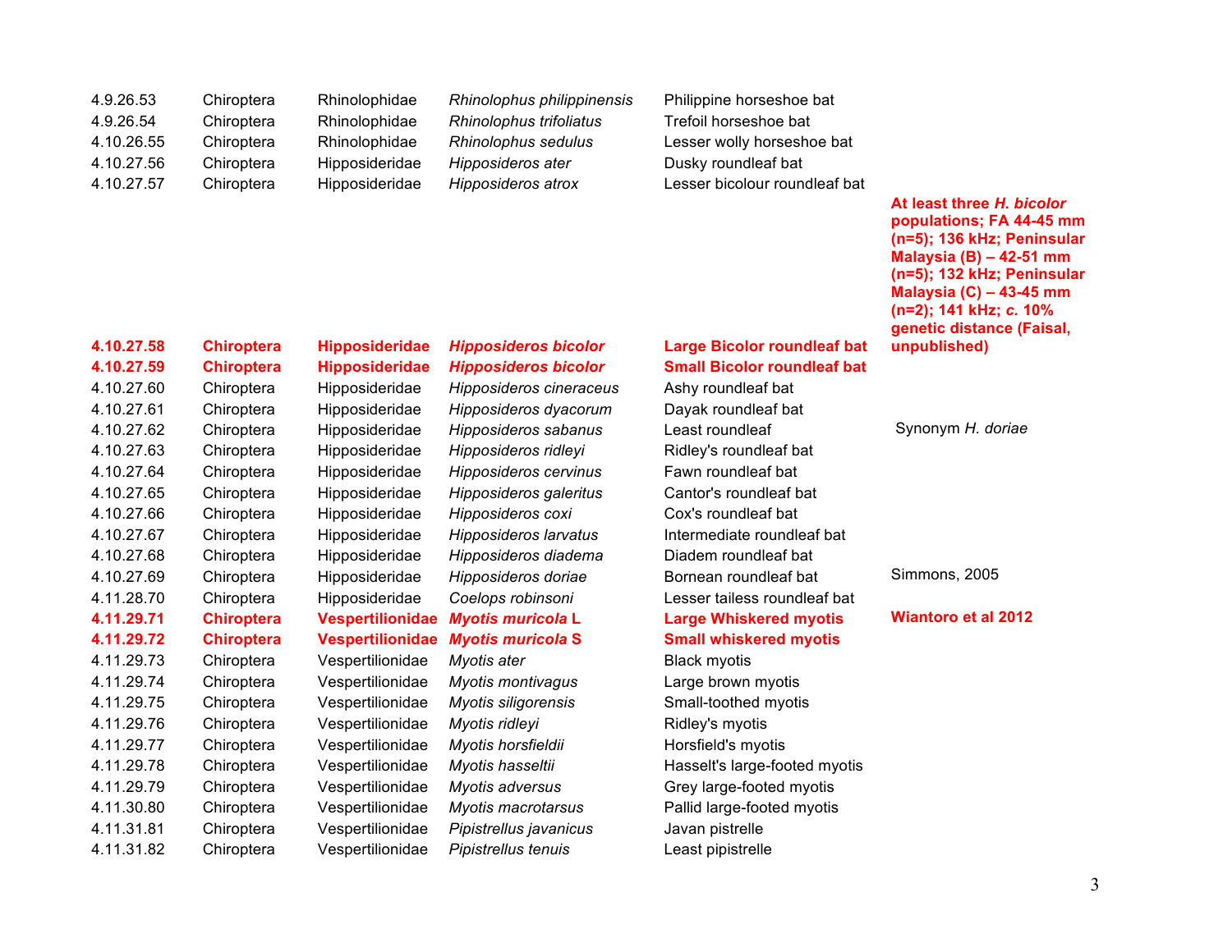| | | | | | |
|---|---|---|---|---|---|
| 4.9.26.53 | Chiroptera | Rhinolophidae | *Rhinolophus philippinensis* | Philippine horseshoe bat | |
| 4.9.26.54 | Chiroptera | Rhinolophidae | *Rhinolophus trifoliatus* | Trefoil horseshoe bat | |
| 4.10.26.55 | Chiroptera | Rhinolophidae | *Rhinolophus sedulus* | Lesser wolly horseshoe bat | |
| 4.10.27.56 | Chiroptera | Hipposideridae | *Hipposideros ater* | Dusky roundleaf bat | |
| 4.10.27.57 | Chiroptera | Hipposideridae | *Hipposideros atrox* | Lesser bicolour roundleaf bat | |
| **4.10.27.58** | **Chiroptera** | **Hipposideridae** | ***Hipposideros bicolor*** | **Large Bicolor roundleaf bat** | **At least three *H. bicolor* populations; FA 44-45 mm (n=5); 136 kHz; Peninsular Malaysia (B) – 42-51 mm (n=5); 132 kHz; Peninsular Malaysia (C) – 43-45 mm (n=2); 141 kHz; *c.* 10% genetic distance (Faisal, unpublished)** |
| **4.10.27.59** | **Chiroptera** | **Hipposideridae** | ***Hipposideros bicolor*** | **Small Bicolor roundleaf bat** | |
| 4.10.27.60 | Chiroptera | Hipposideridae | *Hipposideros cineraceus* | Ashy roundleaf bat | |
| 4.10.27.61 | Chiroptera | Hipposideridae | *Hipposideros dyacorum* | Dayak roundleaf bat | |
| 4.10.27.62 | Chiroptera | Hipposideridae | *Hipposideros sabanus* | Least roundleaf | Synonym *H. doriae* |
| 4.10.27.63 | Chiroptera | Hipposideridae | *Hipposideros ridleyi* | Ridley's roundleaf bat | |
| 4.10.27.64 | Chiroptera | Hipposideridae | *Hipposideros cervinus* | Fawn roundleaf bat | |
| 4.10.27.65 | Chiroptera | Hipposideridae | *Hipposideros galeritus* | Cantor's roundleaf bat | |
| 4.10.27.66 | Chiroptera | Hipposideridae | *Hipposideros coxi* | Cox's roundleaf bat | |
| 4.10.27.67 | Chiroptera | Hipposideridae | *Hipposideros larvatus* | Intermediate roundleaf bat | |
| 4.10.27.68 | Chiroptera | Hipposideridae | *Hipposideros diadema* | Diadem roundleaf bat | |
| 4.10.27.69 | Chiroptera | Hipposideridae | *Hipposideros doriae* | Bornean roundleaf bat | Simmons, 2005 |
| 4.11.28.70 | Chiroptera | Hipposideridae | *Coelops robinsoni* | Lesser tailess roundleaf bat | |
| **4.11.29.71** | **Chiroptera** | **Vespertilionidae** | ***Myotis muricola* L** | **Large Whiskered myotis** | **Wiantoro et al 2012** |
| **4.11.29.72** | **Chiroptera** | **Vespertilionidae** | ***Myotis muricola* S** | **Small whiskered myotis** | |
| 4.11.29.73 | Chiroptera | Vespertilionidae | *Myotis ater* | Black myotis | |
| 4.11.29.74 | Chiroptera | Vespertilionidae | *Myotis montivagus* | Large brown myotis | |
| 4.11.29.75 | Chiroptera | Vespertilionidae | *Myotis siligorensis* | Small-toothed myotis | |
| 4.11.29.76 | Chiroptera | Vespertilionidae | *Myotis ridleyi* | Ridley's myotis | |
| 4.11.29.77 | Chiroptera | Vespertilionidae | *Myotis horsfieldii* | Horsfield's myotis | |
| 4.11.29.78 | Chiroptera | Vespertilionidae | *Myotis hasseltii* | Hasselt's large-footed myotis | |
| 4.11.29.79 | Chiroptera | Vespertilionidae | *Myotis adversus* | Grey large-footed myotis | |
| 4.11.30.80 | Chiroptera | Vespertilionidae | *Myotis macrotarsus* | Pallid large-footed myotis | |
| 4.11.31.81 | Chiroptera | Vespertilionidae | *Pipistrellus javanicus* | Javan pistrelle | |
| 4.11.31.82 | Chiroptera | Vespertilionidae | *Pipistrellus tenuis* | Least pipistrelle | |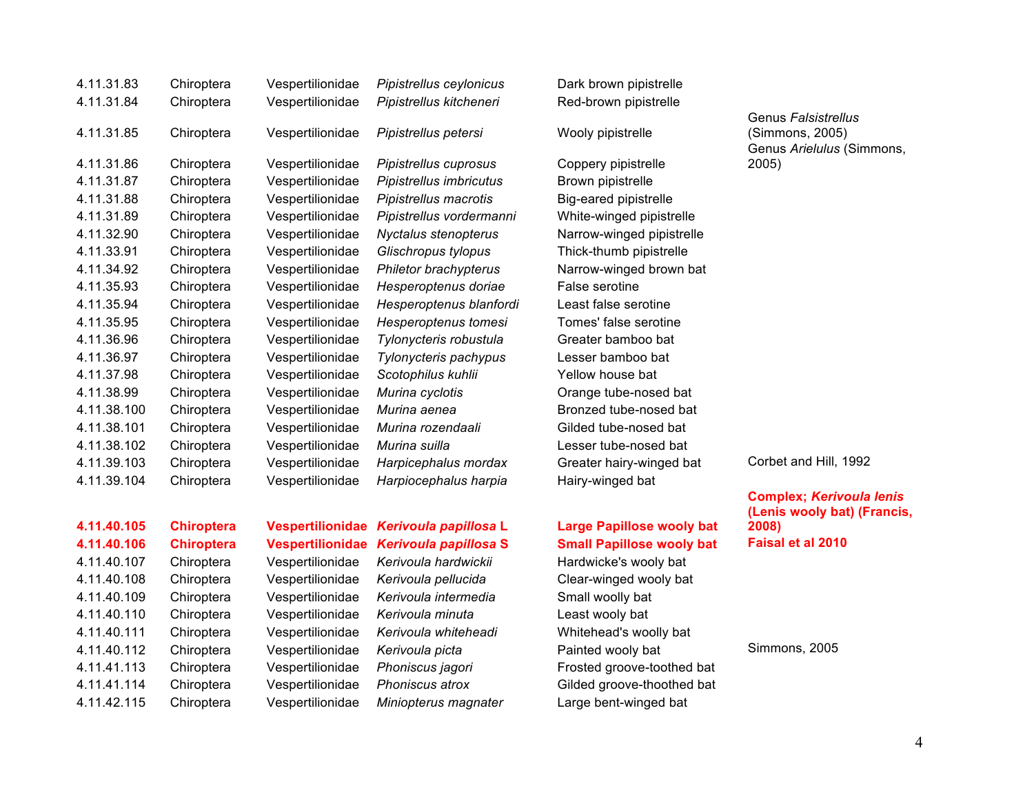| | | | | | |
|---|---|---|---|---|---|
| 4.11.31.83 | Chiroptera | Vespertilionidae | *Pipistrellus ceylonicus* | Dark brown pipistrelle | |
| 4.11.31.84 | Chiroptera | Vespertilionidae | *Pipistrellus kitcheneri* | Red-brown pipistrelle | |
| 4.11.31.85 | Chiroptera | Vespertilionidae | *Pipistrellus petersi* | Wooly pipistrelle | Genus *Falsistrellus* (Simmons, 2005) |
| 4.11.31.86 | Chiroptera | Vespertilionidae | *Pipistrellus cuprosus* | Coppery pipistrelle | Genus *Arielulus* (Simmons, 2005) |
| 4.11.31.87 | Chiroptera | Vespertilionidae | *Pipistrellus imbricutus* | Brown pipistrelle | |
| 4.11.31.88 | Chiroptera | Vespertilionidae | *Pipistrellus macrotis* | Big-eared pipistrelle | |
| 4.11.31.89 | Chiroptera | Vespertilionidae | *Pipistrellus vordermanni* | White-winged pipistrelle | |
| 4.11.32.90 | Chiroptera | Vespertilionidae | *Nyctalus stenopterus* | Narrow-winged pipistrelle | |
| 4.11.33.91 | Chiroptera | Vespertilionidae | *Glischropus tylopus* | Thick-thumb pipistrelle | |
| 4.11.34.92 | Chiroptera | Vespertilionidae | *Philetor brachypterus* | Narrow-winged brown bat | |
| 4.11.35.93 | Chiroptera | Vespertilionidae | *Hesperoptenus doriae* | False serotine | |
| 4.11.35.94 | Chiroptera | Vespertilionidae | *Hesperoptenus blanfordi* | Least false serotine | |
| 4.11.35.95 | Chiroptera | Vespertilionidae | *Hesperoptenus tomesi* | Tomes' false serotine | |
| 4.11.36.96 | Chiroptera | Vespertilionidae | *Tylonycteris robustula* | Greater bamboo bat | |
| 4.11.36.97 | Chiroptera | Vespertilionidae | *Tylonycteris pachypus* | Lesser bamboo bat | |
| 4.11.37.98 | Chiroptera | Vespertilionidae | *Scotophilus kuhlii* | Yellow house bat | |
| 4.11.38.99 | Chiroptera | Vespertilionidae | *Murina cyclotis* | Orange tube-nosed bat | |
| 4.11.38.100 | Chiroptera | Vespertilionidae | *Murina aenea* | Bronzed tube-nosed bat | |
| 4.11.38.101 | Chiroptera | Vespertilionidae | *Murina rozendaali* | Gilded tube-nosed bat | |
| 4.11.38.102 | Chiroptera | Vespertilionidae | *Murina suilla* | Lesser tube-nosed bat | |
| 4.11.39.103 | Chiroptera | Vespertilionidae | *Harpicephalus mordax* | Greater hairy-winged bat | Corbet and Hill, 1992 |
| 4.11.39.104 | Chiroptera | Vespertilionidae | *Harpiocephalus harpia* | Hairy-winged bat | |
| **4.11.40.105** | **Chiroptera** | **Vespertilionidae** | ***Kerivoula papillosa* L** | **Large Papillose wooly bat** | **Complex; *Kerivoula lenis* (Lenis wooly bat) (Francis, 2008)** |
| **4.11.40.106** | **Chiroptera** | **Vespertilionidae** | ***Kerivoula papillosa* S** | **Small Papillose wooly bat** | **Faisal et al 2010** |
| 4.11.40.107 | Chiroptera | Vespertilionidae | *Kerivoula hardwickii* | Hardwicke's wooly bat | |
| 4.11.40.108 | Chiroptera | Vespertilionidae | *Kerivoula pellucida* | Clear-winged wooly bat | |
| 4.11.40.109 | Chiroptera | Vespertilionidae | *Kerivoula intermedia* | Small woolly bat | |
| 4.11.40.110 | Chiroptera | Vespertilionidae | *Kerivoula minuta* | Least wooly bat | |
| 4.11.40.111 | Chiroptera | Vespertilionidae | *Kerivoula whiteheadi* | Whitehead's woolly bat | |
| 4.11.40.112 | Chiroptera | Vespertilionidae | *Kerivoula picta* | Painted wooly bat | Simmons, 2005 |
| 4.11.41.113 | Chiroptera | Vespertilionidae | *Phoniscus jagori* | Frosted groove-toothed bat | |
| 4.11.41.114 | Chiroptera | Vespertilionidae | *Phoniscus atrox* | Gilded groove-thoothed bat | |
| 4.11.42.115 | Chiroptera | Vespertilionidae | *Miniopterus magnater* | Large bent-winged bat | |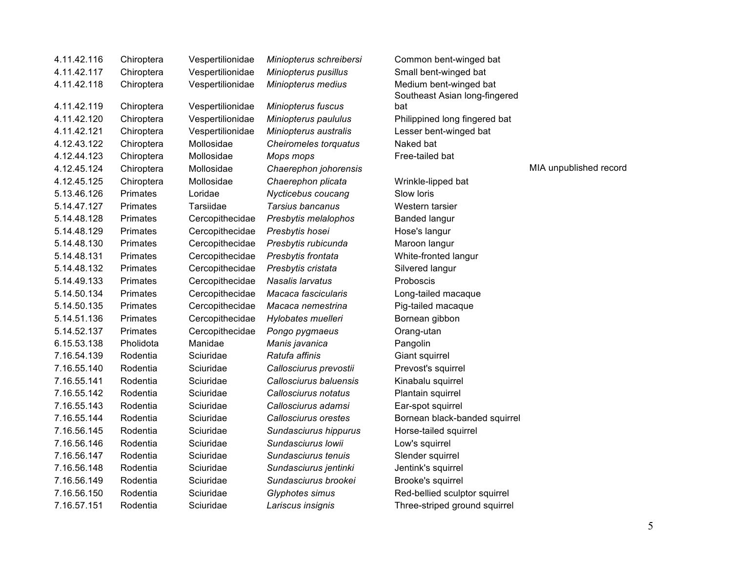| | | | | | |
|---|---|---|---|---|---|
| 4.11.42.116 | Chiroptera | Vespertilionidae | *Miniopterus schreibersi* | Common bent-winged bat | |
| 4.11.42.117 | Chiroptera | Vespertilionidae | *Miniopterus pusillus* | Small bent-winged bat | |
| 4.11.42.118 | Chiroptera | Vespertilionidae | *Miniopterus medius* | Medium bent-winged bat | |
| 4.11.42.119 | Chiroptera | Vespertilionidae | *Miniopterus fuscus* | Southeast Asian long-fingered bat | |
| 4.11.42.120 | Chiroptera | Vespertilionidae | *Miniopterus paululus* | Philippined long fingered bat | |
| 4.11.42.121 | Chiroptera | Vespertilionidae | *Miniopterus australis* | Lesser bent-winged bat | |
| 4.12.43.122 | Chiroptera | Mollosidae | *Cheiromeles torquatus* | Naked bat | |
| 4.12.44.123 | Chiroptera | Mollosidae | *Mops mops* | Free-tailed bat | |
| 4.12.45.124 | Chiroptera | Mollosidae | *Chaerephon johorensis* | | MIA unpublished record |
| 4.12.45.125 | Chiroptera | Mollosidae | *Chaerephon plicata* | Wrinkle-lipped bat | |
| 5.13.46.126 | Primates | Loridae | *Nycticebus coucang* | Slow loris | |
| 5.14.47.127 | Primates | Tarsiidae | *Tarsius bancanus* | Western tarsier | |
| 5.14.48.128 | Primates | Cercopithecidae | *Presbytis melalophos* | Banded langur | |
| 5.14.48.129 | Primates | Cercopithecidae | *Presbytis hosei* | Hose's langur | |
| 5.14.48.130 | Primates | Cercopithecidae | *Presbytis rubicunda* | Maroon langur | |
| 5.14.48.131 | Primates | Cercopithecidae | *Presbytis frontata* | White-fronted langur | |
| 5.14.48.132 | Primates | Cercopithecidae | *Presbytis cristata* | Silvered langur | |
| 5.14.49.133 | Primates | Cercopithecidae | *Nasalis larvatus* | Proboscis | |
| 5.14.50.134 | Primates | Cercopithecidae | *Macaca fascicularis* | Long-tailed macaque | |
| 5.14.50.135 | Primates | Cercopithecidae | *Macaca nemestrina* | Pig-tailed macaque | |
| 5.14.51.136 | Primates | Cercopithecidae | *Hylobates muelleri* | Bornean gibbon | |
| 5.14.52.137 | Primates | Cercopithecidae | *Pongo pygmaeus* | Orang-utan | |
| 6.15.53.138 | Pholidota | Manidae | *Manis javanica* | Pangolin | |
| 7.16.54.139 | Rodentia | Sciuridae | *Ratufa affinis* | Giant squirrel | |
| 7.16.55.140 | Rodentia | Sciuridae | *Callosciurus prevostii* | Prevost's squirrel | |
| 7.16.55.141 | Rodentia | Sciuridae | *Callosciurus baluensis* | Kinabalu squirrel | |
| 7.16.55.142 | Rodentia | Sciuridae | *Callosciurus notatus* | Plantain squirrel | |
| 7.16.55.143 | Rodentia | Sciuridae | *Callosciurus adamsi* | Ear-spot squirrel | |
| 7.16.55.144 | Rodentia | Sciuridae | *Callosciurus orestes* | Bornean black-banded squirrel | |
| 7.16.56.145 | Rodentia | Sciuridae | *Sundasciurus hippurus* | Horse-tailed squirrel | |
| 7.16.56.146 | Rodentia | Sciuridae | *Sundasciurus lowii* | Low's squirrel | |
| 7.16.56.147 | Rodentia | Sciuridae | *Sundasciurus tenuis* | Slender squirrel | |
| 7.16.56.148 | Rodentia | Sciuridae | *Sundasciurus jentinki* | Jentink's squirrel | |
| 7.16.56.149 | Rodentia | Sciuridae | *Sundasciurus brookei* | Brooke's squirrel | |
| 7.16.56.150 | Rodentia | Sciuridae | *Glyphotes simus* | Red-bellied sculptor squirrel | |
| 7.16.57.151 | Rodentia | Sciuridae | *Lariscus insignis* | Three-striped ground squirrel | |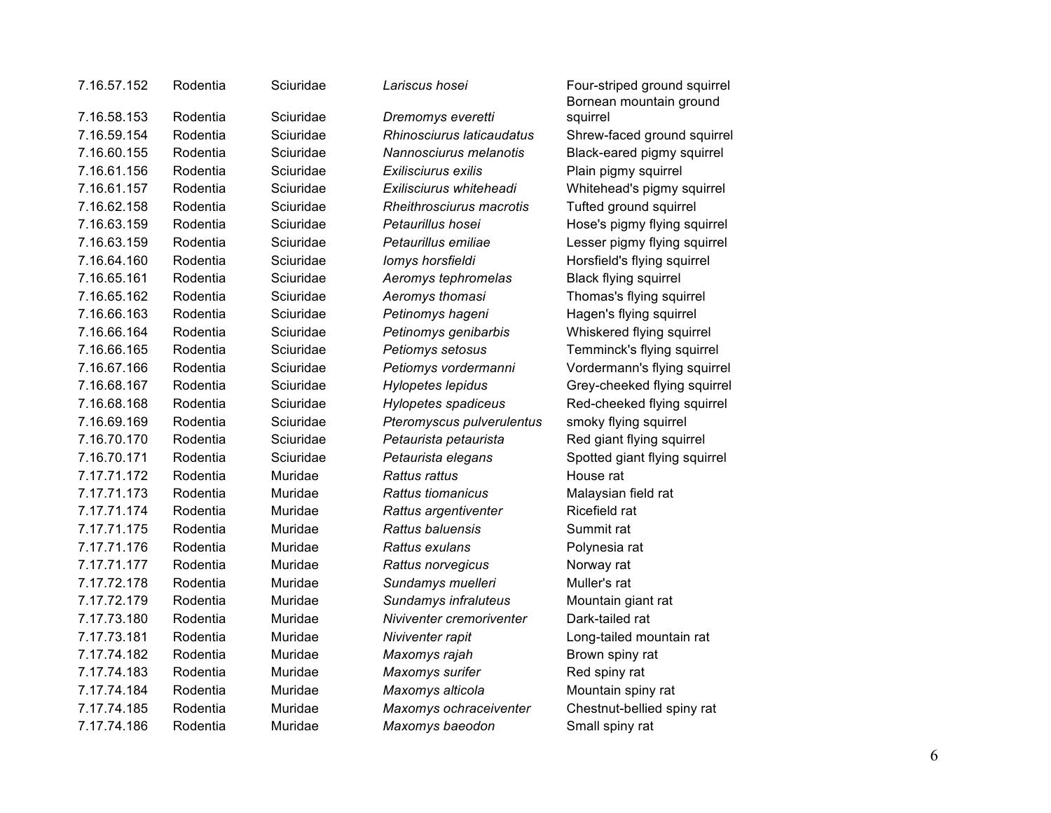| | | | | |
|---|---|---|---|---|
| 7.16.57.152 | Rodentia | Sciuridae | *Lariscus hosei* | Four-striped ground squirrel |
| 7.16.58.153 | Rodentia | Sciuridae | *Dremomys everetti* | Bornean mountain ground squirrel |
| 7.16.59.154 | Rodentia | Sciuridae | *Rhinosciurus laticaudatus* | Shrew-faced ground squirrel |
| 7.16.60.155 | Rodentia | Sciuridae | *Nannosciurus melanotis* | Black-eared pigmy squirrel |
| 7.16.61.156 | Rodentia | Sciuridae | *Exilisciurus exilis* | Plain pigmy squirrel |
| 7.16.61.157 | Rodentia | Sciuridae | *Exilisciurus whiteheadi* | Whitehead's pigmy squirrel |
| 7.16.62.158 | Rodentia | Sciuridae | *Rheithrosciurus macrotis* | Tufted ground squirrel |
| 7.16.63.159 | Rodentia | Sciuridae | *Petaurillus hosei* | Hose's pigmy flying squirrel |
| 7.16.63.159 | Rodentia | Sciuridae | *Petaurillus emiliae* | Lesser pigmy flying squirrel |
| 7.16.64.160 | Rodentia | Sciuridae | *Iomys horsfieldi* | Horsfield's flying squirrel |
| 7.16.65.161 | Rodentia | Sciuridae | *Aeromys tephromelas* | Black flying squirrel |
| 7.16.65.162 | Rodentia | Sciuridae | *Aeromys thomasi* | Thomas's flying squirrel |
| 7.16.66.163 | Rodentia | Sciuridae | *Petinomys hageni* | Hagen's flying squirrel |
| 7.16.66.164 | Rodentia | Sciuridae | *Petinomys genibarbis* | Whiskered flying squirrel |
| 7.16.66.165 | Rodentia | Sciuridae | *Petiomys setosus* | Temminck's flying squirrel |
| 7.16.67.166 | Rodentia | Sciuridae | *Petiomys vordermanni* | Vordermann's flying squirrel |
| 7.16.68.167 | Rodentia | Sciuridae | *Hylopetes lepidus* | Grey-cheeked flying squirrel |
| 7.16.68.168 | Rodentia | Sciuridae | *Hylopetes spadiceus* | Red-cheeked flying squirrel |
| 7.16.69.169 | Rodentia | Sciuridae | *Pteromyscus pulverulentus* | smoky flying squirrel |
| 7.16.70.170 | Rodentia | Sciuridae | *Petaurista petaurista* | Red giant flying squirrel |
| 7.16.70.171 | Rodentia | Sciuridae | *Petaurista elegans* | Spotted giant flying squirrel |
| 7.17.71.172 | Rodentia | Muridae | *Rattus rattus* | House rat |
| 7.17.71.173 | Rodentia | Muridae | *Rattus tiomanicus* | Malaysian field rat |
| 7.17.71.174 | Rodentia | Muridae | *Rattus argentiventer* | Ricefield rat |
| 7.17.71.175 | Rodentia | Muridae | *Rattus baluensis* | Summit rat |
| 7.17.71.176 | Rodentia | Muridae | *Rattus exulans* | Polynesia rat |
| 7.17.71.177 | Rodentia | Muridae | *Rattus norvegicus* | Norway rat |
| 7.17.72.178 | Rodentia | Muridae | *Sundamys muelleri* | Muller's rat |
| 7.17.72.179 | Rodentia | Muridae | *Sundamys infraluteus* | Mountain giant rat |
| 7.17.73.180 | Rodentia | Muridae | *Niviventer cremoriventer* | Dark-tailed rat |
| 7.17.73.181 | Rodentia | Muridae | *Niviventer rapit* | Long-tailed mountain rat |
| 7.17.74.182 | Rodentia | Muridae | *Maxomys rajah* | Brown spiny rat |
| 7.17.74.183 | Rodentia | Muridae | *Maxomys surifer* | Red spiny rat |
| 7.17.74.184 | Rodentia | Muridae | *Maxomys alticola* | Mountain spiny rat |
| 7.17.74.185 | Rodentia | Muridae | *Maxomys ochraceiventer* | Chestnut-bellied spiny rat |
| 7.17.74.186 | Rodentia | Muridae | *Maxomys baeodon* | Small spiny rat |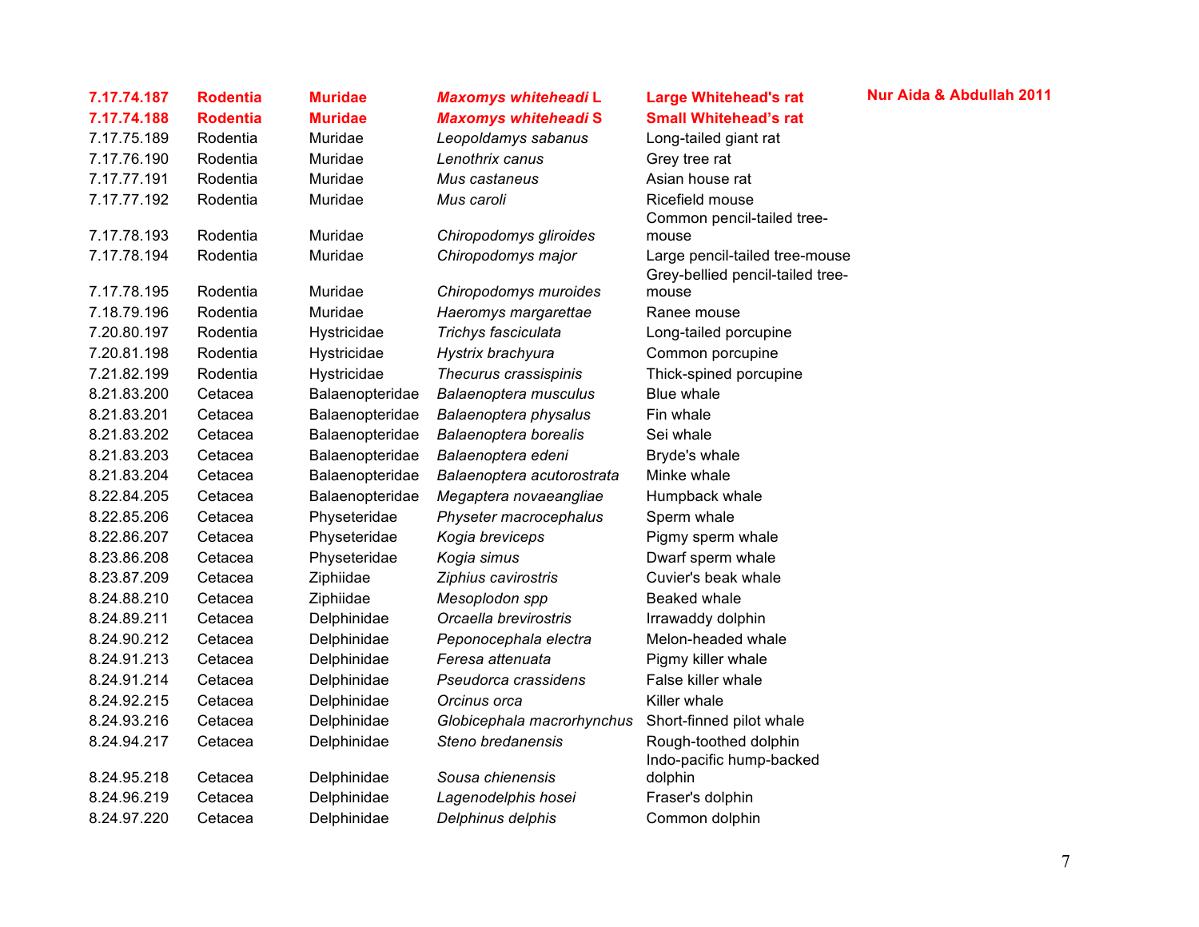| | | | | | |
|---|---|---|---|---|---|
| **7.17.74.187** | **Rodentia** | **Muridae** | ***Maxomys whiteheadi* L** | **Large Whitehead's rat** | **Nur Aida & Abdullah 2011** |
| **7.17.74.188** | **Rodentia** | **Muridae** | ***Maxomys whiteheadi* S** | **Small Whitehead's rat** | |
| 7.17.75.189 | Rodentia | Muridae | *Leopoldamys sabanus* | Long-tailed giant rat | |
| 7.17.76.190 | Rodentia | Muridae | *Lenothrix canus* | Grey tree rat | |
| 7.17.77.191 | Rodentia | Muridae | *Mus castaneus* | Asian house rat | |
| 7.17.77.192 | Rodentia | Muridae | *Mus caroli* | Ricefield mouse | |
| 7.17.78.193 | Rodentia | Muridae | *Chiropodomys gliroides* | Common pencil-tailed tree-mouse | |
| 7.17.78.194 | Rodentia | Muridae | *Chiropodomys major* | Large pencil-tailed tree-mouse | |
| 7.17.78.195 | Rodentia | Muridae | *Chiropodomys muroides* | Grey-bellied pencil-tailed tree-mouse | |
| 7.18.79.196 | Rodentia | Muridae | *Haeromys margarettae* | Ranee mouse | |
| 7.20.80.197 | Rodentia | Hystricidae | *Trichys fasciculata* | Long-tailed porcupine | |
| 7.20.81.198 | Rodentia | Hystricidae | *Hystrix brachyura* | Common porcupine | |
| 7.21.82.199 | Rodentia | Hystricidae | *Thecurus crassispinis* | Thick-spined porcupine | |
| 8.21.83.200 | Cetacea | Balaenopteridae | *Balaenoptera musculus* | Blue whale | |
| 8.21.83.201 | Cetacea | Balaenopteridae | *Balaenoptera physalus* | Fin whale | |
| 8.21.83.202 | Cetacea | Balaenopteridae | *Balaenoptera borealis* | Sei whale | |
| 8.21.83.203 | Cetacea | Balaenopteridae | *Balaenoptera edeni* | Bryde's whale | |
| 8.21.83.204 | Cetacea | Balaenopteridae | *Balaenoptera acutorostrata* | Minke whale | |
| 8.22.84.205 | Cetacea | Balaenopteridae | *Megaptera novaeangliae* | Humpback whale | |
| 8.22.85.206 | Cetacea | Physeteridae | *Physeter macrocephalus* | Sperm whale | |
| 8.22.86.207 | Cetacea | Physeteridae | *Kogia breviceps* | Pigmy sperm whale | |
| 8.23.86.208 | Cetacea | Physeteridae | *Kogia simus* | Dwarf sperm whale | |
| 8.23.87.209 | Cetacea | Ziphiidae | *Ziphius cavirostris* | Cuvier's beak whale | |
| 8.24.88.210 | Cetacea | Ziphiidae | *Mesoplodon spp* | Beaked whale | |
| 8.24.89.211 | Cetacea | Delphinidae | *Orcaella brevirostris* | Irrawaddy dolphin | |
| 8.24.90.212 | Cetacea | Delphinidae | *Peponocephala electra* | Melon-headed whale | |
| 8.24.91.213 | Cetacea | Delphinidae | *Feresa attenuata* | Pigmy killer whale | |
| 8.24.91.214 | Cetacea | Delphinidae | *Pseudorca crassidens* | False killer whale | |
| 8.24.92.215 | Cetacea | Delphinidae | *Orcinus orca* | Killer whale | |
| 8.24.93.216 | Cetacea | Delphinidae | *Globicephala macrorhynchus* | Short-finned pilot whale | |
| 8.24.94.217 | Cetacea | Delphinidae | *Steno bredanensis* | Rough-toothed dolphin | |
| 8.24.95.218 | Cetacea | Delphinidae | *Sousa chienensis* | Indo-pacific hump-backed dolphin | |
| 8.24.96.219 | Cetacea | Delphinidae | *Lagenodelphis hosei* | Fraser's dolphin | |
| 8.24.97.220 | Cetacea | Delphinidae | *Delphinus delphis* | Common dolphin | |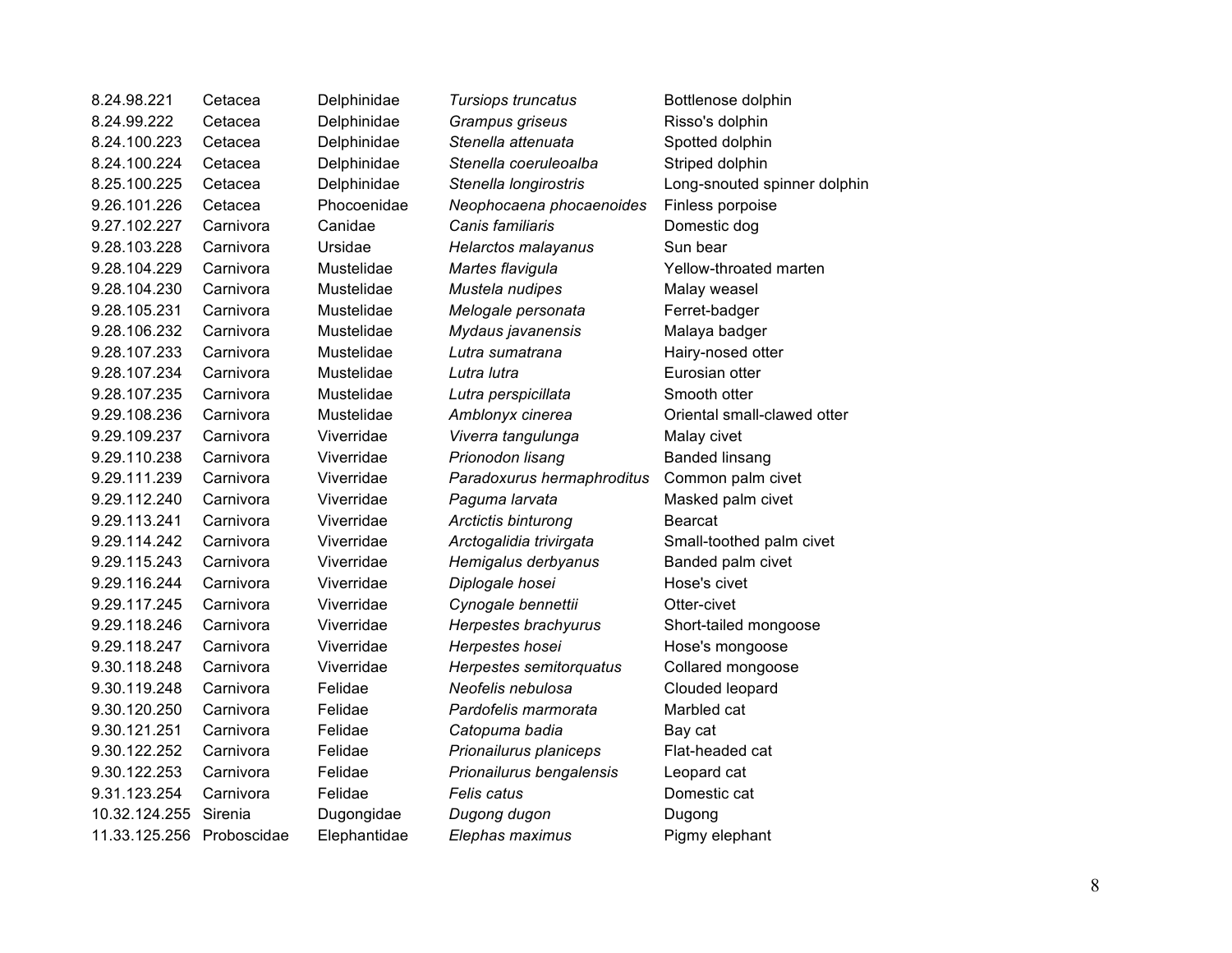| | | | | |
|---|---|---|---|---|
| 8.24.98.221 | Cetacea | Delphinidae | *Tursiops truncatus* | Bottlenose dolphin |
| 8.24.99.222 | Cetacea | Delphinidae | *Grampus griseus* | Risso's dolphin |
| 8.24.100.223 | Cetacea | Delphinidae | *Stenella attenuata* | Spotted dolphin |
| 8.24.100.224 | Cetacea | Delphinidae | *Stenella coeruleoalba* | Striped dolphin |
| 8.25.100.225 | Cetacea | Delphinidae | *Stenella longirostris* | Long-snouted spinner dolphin |
| 9.26.101.226 | Cetacea | Phocoenidae | *Neophocaena phocaenoides* | Finless porpoise |
| 9.27.102.227 | Carnivora | Canidae | *Canis familiaris* | Domestic dog |
| 9.28.103.228 | Carnivora | Ursidae | *Helarctos malayanus* | Sun bear |
| 9.28.104.229 | Carnivora | Mustelidae | *Martes flavigula* | Yellow-throated marten |
| 9.28.104.230 | Carnivora | Mustelidae | *Mustela nudipes* | Malay weasel |
| 9.28.105.231 | Carnivora | Mustelidae | *Melogale personata* | Ferret-badger |
| 9.28.106.232 | Carnivora | Mustelidae | *Mydaus javanensis* | Malaya badger |
| 9.28.107.233 | Carnivora | Mustelidae | *Lutra sumatrana* | Hairy-nosed otter |
| 9.28.107.234 | Carnivora | Mustelidae | *Lutra lutra* | Eurosian otter |
| 9.28.107.235 | Carnivora | Mustelidae | *Lutra perspicillata* | Smooth otter |
| 9.29.108.236 | Carnivora | Mustelidae | *Amblonyx cinerea* | Oriental small-clawed otter |
| 9.29.109.237 | Carnivora | Viverridae | *Viverra tangulunga* | Malay civet |
| 9.29.110.238 | Carnivora | Viverridae | *Prionodon lisang* | Banded linsang |
| 9.29.111.239 | Carnivora | Viverridae | *Paradoxurus hermaphroditus* | Common palm civet |
| 9.29.112.240 | Carnivora | Viverridae | *Paguma larvata* | Masked palm civet |
| 9.29.113.241 | Carnivora | Viverridae | *Arctictis binturong* | Bearcat |
| 9.29.114.242 | Carnivora | Viverridae | *Arctogalidia trivirgata* | Small-toothed palm civet |
| 9.29.115.243 | Carnivora | Viverridae | *Hemigalus derbyanus* | Banded palm civet |
| 9.29.116.244 | Carnivora | Viverridae | *Diplogale hosei* | Hose's civet |
| 9.29.117.245 | Carnivora | Viverridae | *Cynogale bennettii* | Otter-civet |
| 9.29.118.246 | Carnivora | Viverridae | *Herpestes brachyurus* | Short-tailed mongoose |
| 9.29.118.247 | Carnivora | Viverridae | *Herpestes hosei* | Hose's mongoose |
| 9.30.118.248 | Carnivora | Viverridae | *Herpestes semitorquatus* | Collared mongoose |
| 9.30.119.248 | Carnivora | Felidae | *Neofelis nebulosa* | Clouded leopard |
| 9.30.120.250 | Carnivora | Felidae | *Pardofelis marmorata* | Marbled cat |
| 9.30.121.251 | Carnivora | Felidae | *Catopuma badia* | Bay cat |
| 9.30.122.252 | Carnivora | Felidae | *Prionailurus planiceps* | Flat-headed cat |
| 9.30.122.253 | Carnivora | Felidae | *Prionailurus bengalensis* | Leopard cat |
| 9.31.123.254 | Carnivora | Felidae | *Felis catus* | Domestic cat |
| 10.32.124.255 | Sirenia | Dugongidae | *Dugong dugon* | Dugong |
| 11.33.125.256 | Proboscidae | Elephantidae | *Elephas maximus* | Pigmy elephant |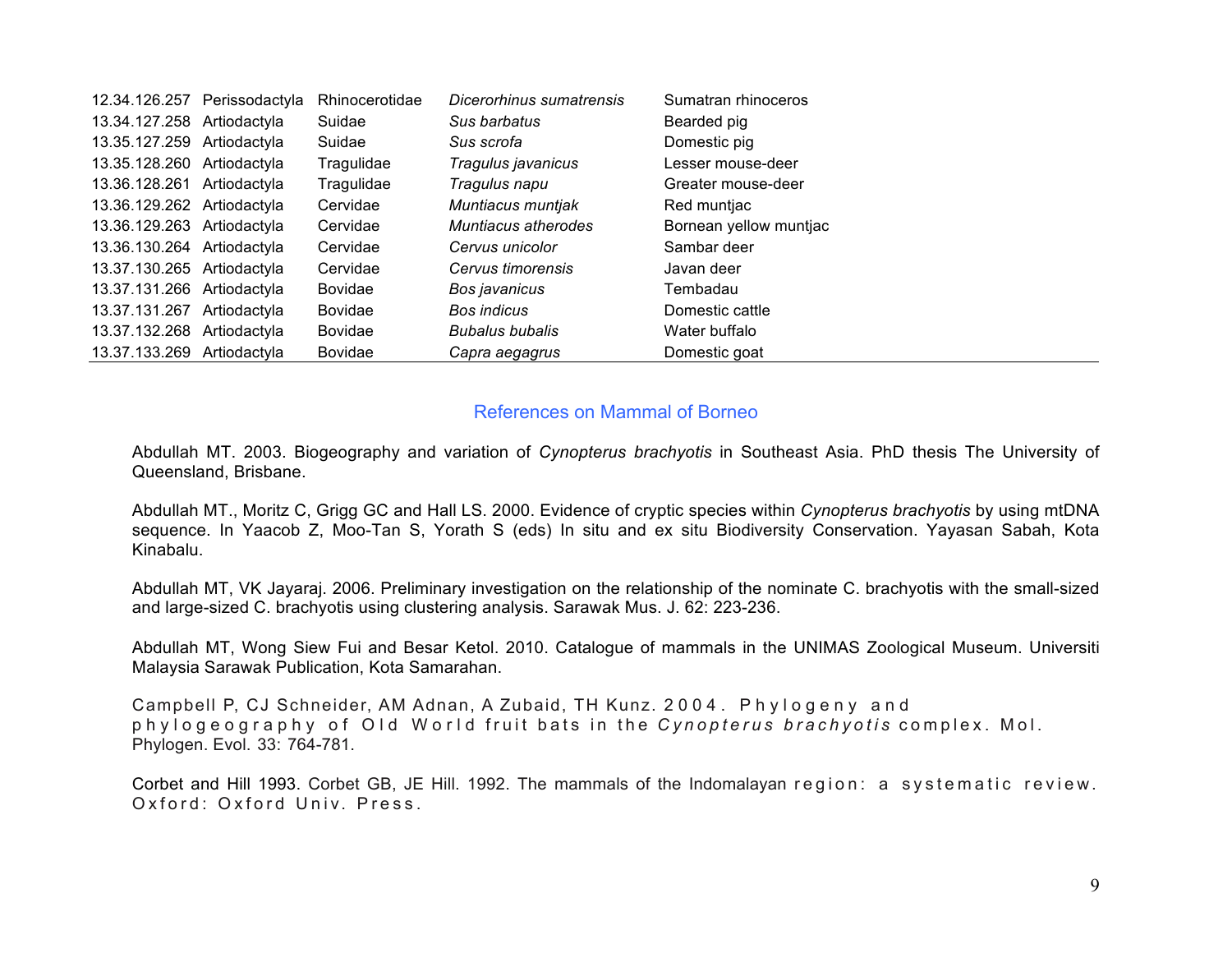| | | | | |
|---|---|---|---|---|
| 12.34.126.257 | Perissodactyla | Rhinocerotidae | *Dicerorhinus sumatrensis* | Sumatran rhinoceros |
| 13.34.127.258 | Artiodactyla | Suidae | *Sus barbatus* | Bearded pig |
| 13.35.127.259 | Artiodactyla | Suidae | *Sus scrofa* | Domestic pig |
| 13.35.128.260 | Artiodactyla | Tragulidae | *Tragulus javanicus* | Lesser mouse-deer |
| 13.36.128.261 | Artiodactyla | Tragulidae | *Tragulus napu* | Greater mouse-deer |
| 13.36.129.262 | Artiodactyla | Cervidae | *Muntiacus muntjak* | Red muntjac |
| 13.36.129.263 | Artiodactyla | Cervidae | *Muntiacus atherodes* | Bornean yellow muntjac |
| 13.36.130.264 | Artiodactyla | Cervidae | *Cervus unicolor* | Sambar deer |
| 13.37.130.265 | Artiodactyla | Cervidae | *Cervus timorensis* | Javan deer |
| 13.37.131.266 | Artiodactyla | Bovidae | *Bos javanicus* | Tembadau |
| 13.37.131.267 | Artiodactyla | Bovidae | *Bos indicus* | Domestic cattle |
| 13.37.132.268 | Artiodactyla | Bovidae | *Bubalus bubalis* | Water buffalo |
| 13.37.133.269 | Artiodactyla | Bovidae | *Capra aegagrus* | Domestic goat |

## References on Mammal of Borneo

Abdullah MT. 2003. Biogeography and variation of *Cynopterus brachyotis* in Southeast Asia. PhD thesis The University of Queensland, Brisbane.

Abdullah MT., Moritz C, Grigg GC and Hall LS. 2000. Evidence of cryptic species within *Cynopterus brachyotis* by using mtDNA sequence. In Yaacob Z, Moo-Tan S, Yorath S (eds) In situ and ex situ Biodiversity Conservation. Yayasan Sabah, Kota Kinabalu.

Abdullah MT, VK Jayaraj. 2006. Preliminary investigation on the relationship of the nominate C. brachyotis with the small-sized and large-sized C. brachyotis using clustering analysis. Sarawak Mus. J. 62: 223-236.

Abdullah MT, Wong Siew Fui and Besar Ketol. 2010. Catalogue of mammals in the UNIMAS Zoological Museum. Universiti Malaysia Sarawak Publication, Kota Samarahan.

Campbell P, CJ Schneider, AM Adnan, A Zubaid, TH Kunz. 2004. Phylogeny and phylogeography of Old World fruit bats in the *Cynopterus brachyotis* complex. Mol. Phylogen. Evol. 33: 764-781.

Corbet and Hill 1993. Corbet GB, JE Hill. 1992. The mammals of the Indomalayan region: a systematic review. Oxford: Oxford Univ. Press.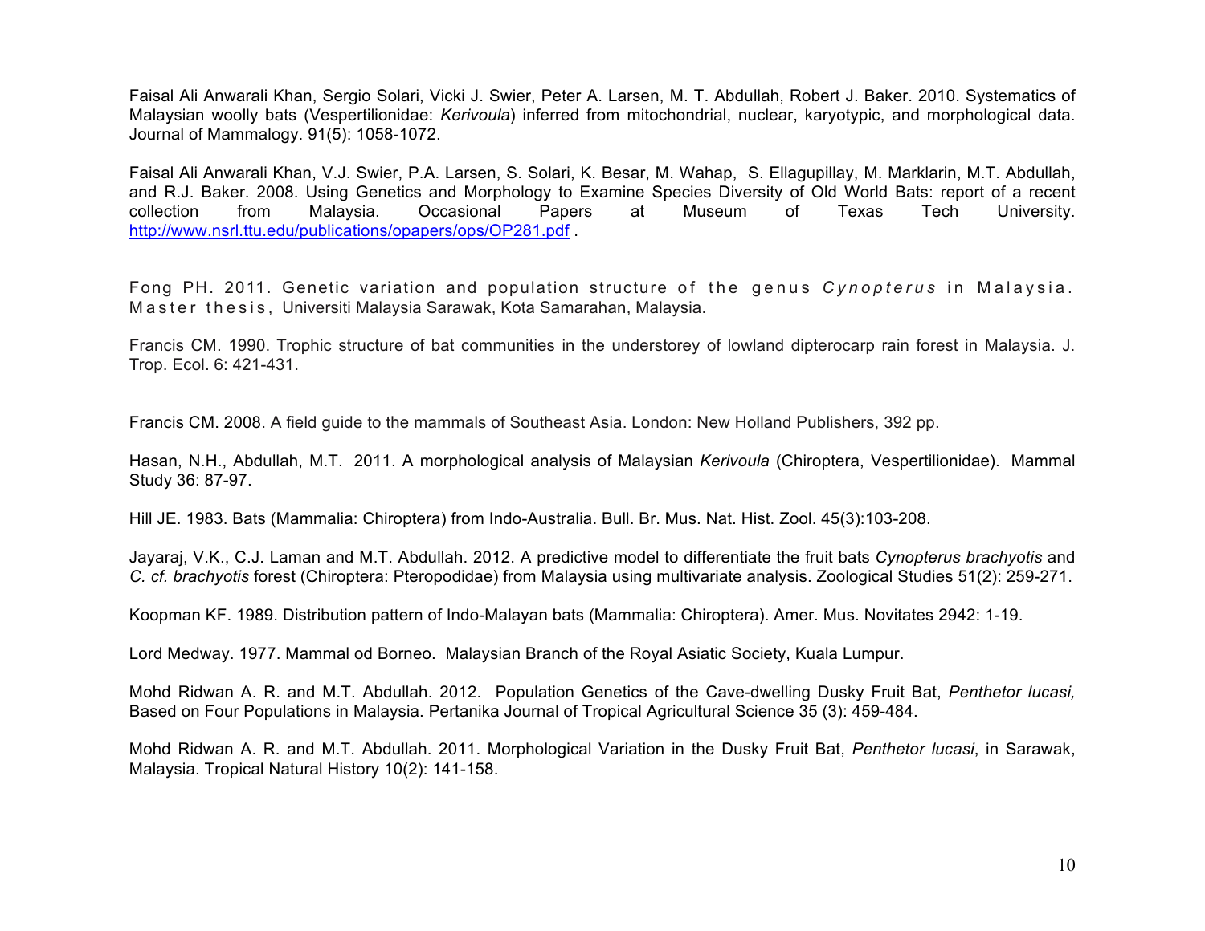Faisal Ali Anwarali Khan, Sergio Solari, Vicki J. Swier, Peter A. Larsen, M. T. Abdullah, Robert J. Baker. 2010. Systematics of Malaysian woolly bats (Vespertilionidae: *Kerivoula*) inferred from mitochondrial, nuclear, karyotypic, and morphological data. Journal of Mammalogy. 91(5): 1058-1072.

Faisal Ali Anwarali Khan, V.J. Swier, P.A. Larsen, S. Solari, K. Besar, M. Wahap, S. Ellagupillay, M. Marklarin, M.T. Abdullah, and R.J. Baker. 2008. Using Genetics and Morphology to Examine Species Diversity of Old World Bats: report of a recent collection from Malaysia. Occasional Papers at Museum of Texas Tech University. http://www.nsrl.ttu.edu/publications/opapers/ops/OP281.pdf .

Fong PH. 2011. Genetic variation and population structure of the genus *Cynopterus* in Malaysia. Master thesis, Universiti Malaysia Sarawak, Kota Samarahan, Malaysia.

Francis CM. 1990. Trophic structure of bat communities in the understorey of lowland dipterocarp rain forest in Malaysia. J. Trop. Ecol. 6: 421-431.

Francis CM. 2008. A field guide to the mammals of Southeast Asia. London: New Holland Publishers, 392 pp.

Hasan, N.H., Abdullah, M.T. 2011. A morphological analysis of Malaysian *Kerivoula* (Chiroptera, Vespertilionidae). Mammal Study 36: 87-97.

Hill JE. 1983. Bats (Mammalia: Chiroptera) from Indo-Australia. Bull. Br. Mus. Nat. Hist. Zool. 45(3):103-208.

Jayaraj, V.K., C.J. Laman and M.T. Abdullah. 2012. A predictive model to differentiate the fruit bats *Cynopterus brachyotis* and *C. cf. brachyotis* forest (Chiroptera: Pteropodidae) from Malaysia using multivariate analysis. Zoological Studies 51(2): 259-271.

Koopman KF. 1989. Distribution pattern of Indo-Malayan bats (Mammalia: Chiroptera). Amer. Mus. Novitates 2942: 1-19.

Lord Medway. 1977. Mammal od Borneo. Malaysian Branch of the Royal Asiatic Society, Kuala Lumpur.

Mohd Ridwan A. R. and M.T. Abdullah. 2012. Population Genetics of the Cave-dwelling Dusky Fruit Bat, *Penthetor lucasi,* Based on Four Populations in Malaysia. Pertanika Journal of Tropical Agricultural Science 35 (3): 459-484.

Mohd Ridwan A. R. and M.T. Abdullah. 2011. Morphological Variation in the Dusky Fruit Bat, *Penthetor lucasi*, in Sarawak, Malaysia. Tropical Natural History 10(2): 141-158.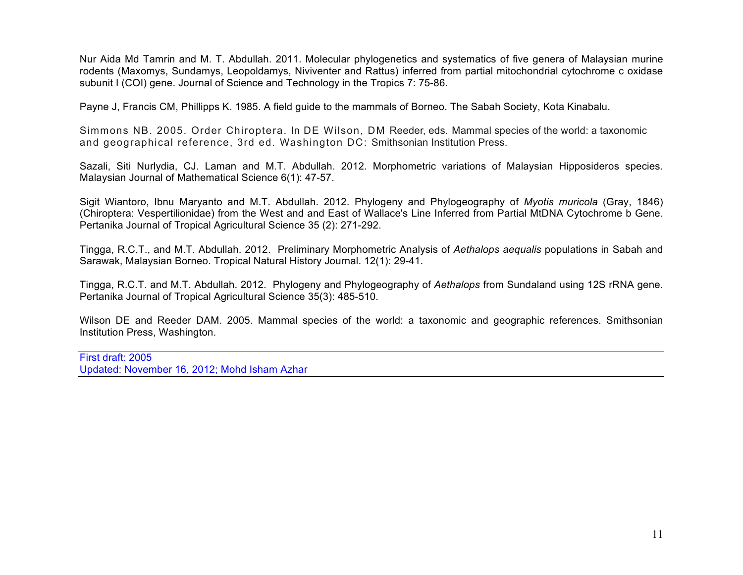Nur Aida Md Tamrin and M. T. Abdullah. 2011. Molecular phylogenetics and systematics of five genera of Malaysian murine rodents (Maxomys, Sundamys, Leopoldamys, Niviventer and Rattus) inferred from partial mitochondrial cytochrome c oxidase subunit I (COI) gene. Journal of Science and Technology in the Tropics 7: 75-86.

Payne J, Francis CM, Phillipps K. 1985. A field guide to the mammals of Borneo. The Sabah Society, Kota Kinabalu.

Simmons NB. 2005. Order Chiroptera. In DE Wilson, DM Reeder, eds. Mammal species of the world: a taxonomic and geographical reference, 3rd ed. Washington DC: Smithsonian Institution Press.

Sazali, Siti Nurlydia, CJ. Laman and M.T. Abdullah. 2012. Morphometric variations of Malaysian Hipposideros species. Malaysian Journal of Mathematical Science 6(1): 47-57.

Sigit Wiantoro, Ibnu Maryanto and M.T. Abdullah. 2012. Phylogeny and Phylogeography of *Myotis muricola* (Gray, 1846) (Chiroptera: Vespertilionidae) from the West and and East of Wallace's Line Inferred from Partial MtDNA Cytochrome b Gene. Pertanika Journal of Tropical Agricultural Science 35 (2): 271-292.

Tingga, R.C.T., and M.T. Abdullah. 2012. Preliminary Morphometric Analysis of *Aethalops aequalis* populations in Sabah and Sarawak, Malaysian Borneo. Tropical Natural History Journal. 12(1): 29-41.

Tingga, R.C.T. and M.T. Abdullah. 2012. Phylogeny and Phylogeography of *Aethalops* from Sundaland using 12S rRNA gene. Pertanika Journal of Tropical Agricultural Science 35(3): 485-510.

Wilson DE and Reeder DAM. 2005. Mammal species of the world: a taxonomic and geographic references. Smithsonian Institution Press, Washington.

---

First draft: 2005
Updated: November 16, 2012; Mohd Isham Azhar

---